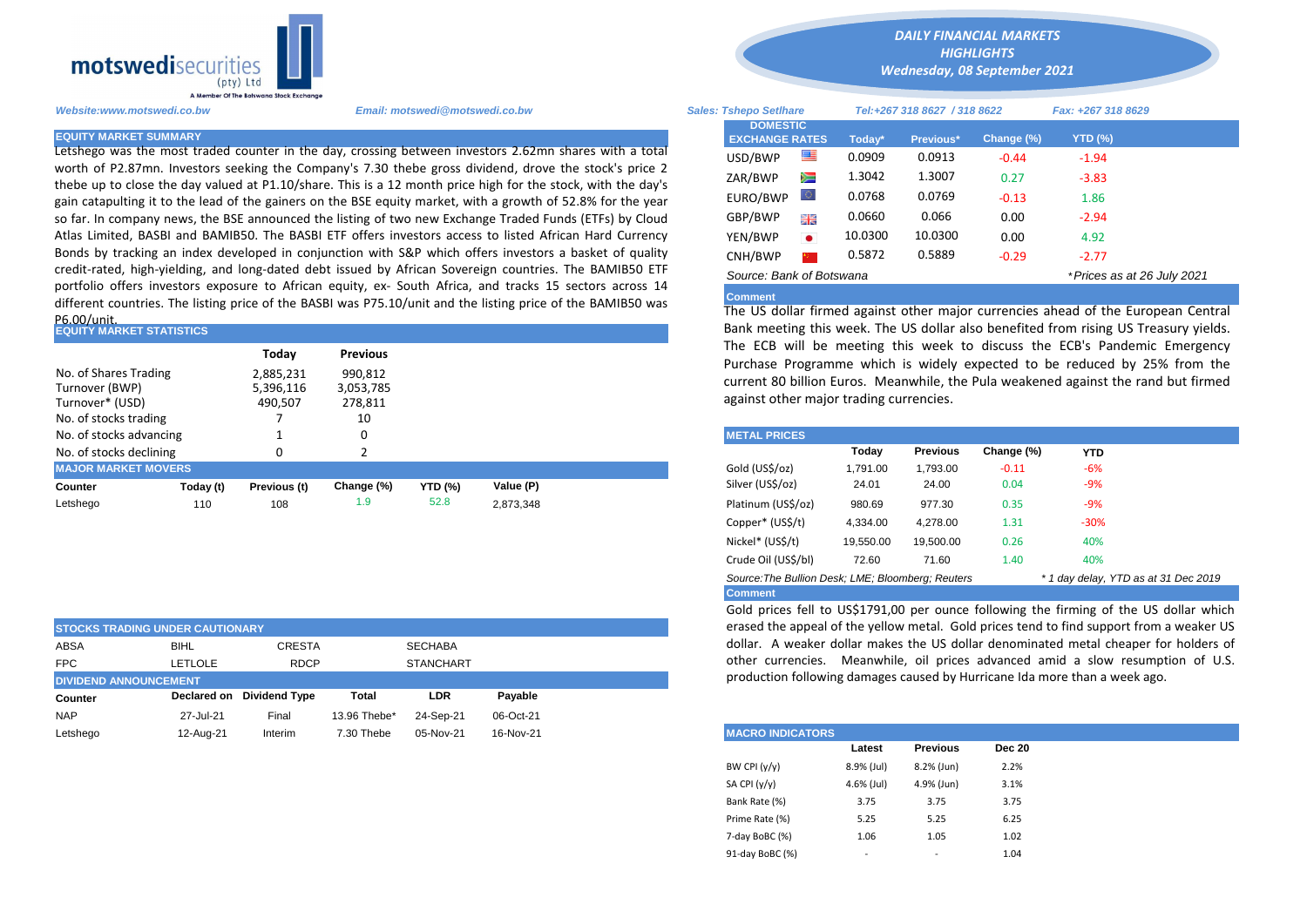**motswedisecurities** (pty) Ltd
A Member Of The Botswana Stock Exchange

*DAILY FINANCIAL MARKETS HIGHLIGHTS*
*Wednesday, 08 September 2021*

*Website:www.motswedi.co.bw* *Email: motswedi@motswedi.co.bw* *Sales: Tshepo Setlhare* *Tel:+267 318 8627 / 318 8622* *Fax: +267 318 8629*

## EQUITY MARKET SUMMARY

Letshego was the most traded counter in the day, crossing between investors 2.62mn shares with a total worth of P2.87mn. Investors seeking the Company's 7.30 thebe gross dividend, drove the stock's price 2 thebe up to close the day valued at P1.10/share. This is a 12 month price high for the stock, with the day's gain catapulting it to the lead of the gainers on the BSE equity market, with a growth of 52.8% for the year so far. In company news, the BSE announced the listing of two new Exchange Traded Funds (ETFs) by Cloud Atlas Limited, BASBI and BAMIB50. The BASBI ETF offers investors access to listed African Hard Currency Bonds by tracking an index developed in conjunction with S&P which offers investors a basket of quality credit-rated, high-yielding, and long-dated debt issued by African Sovereign countries. The BAMIB50 ETF portfolio offers investors exposure to African equity, ex- South Africa, and tracks 15 sectors across 14 different countries. The listing price of the BASBI was P75.10/unit and the listing price of the BAMIB50 was P6.00/unit.

## EQUITY MARKET STATISTICS

| | Today | Previous |
|---|---|---|
| No. of Shares Trading | 2,885,231 | 990,812 |
| Turnover (BWP) | 5,396,116 | 3,053,785 |
| Turnover* (USD) | 490,507 | 278,811 |
| No. of stocks trading | 7 | 10 |
| No. of stocks advancing | 1 | 0 |
| No. of stocks declining | 0 | 2 |

## MAJOR MARKET MOVERS

| Counter | Today (t) | Previous (t) | Change (%) | YTD (%) | Value (P) |
|---|---|---|---|---|---|
| Letshego | 110 | 108 | 1.9 | 52.8 | 2,873,348 |

## STOCKS TRADING UNDER CAUTIONARY

| | | | |
|---|---|---|---|
| ABSA | BIHL | CRESTA | SECHABA |
| FPC | LETLOLE | RDCP | STANCHART |

## DIVIDEND ANNOUNCEMENT

| Counter | Declared on | Dividend Type | Total | LDR | Payable |
|---|---|---|---|---|---|
| NAP | 27-Jul-21 | Final | 13.96 Thebe* | 24-Sep-21 | 06-Oct-21 |
| Letshego | 12-Aug-21 | Interim | 7.30 Thebe | 05-Nov-21 | 16-Nov-21 |

## DOMESTIC EXCHANGE RATES

| DOMESTIC EXCHANGE RATES | Today* | Previous* | Change (%) | YTD (%) |
|---|---|---|---|---|
| USD/BWP | 0.0909 | 0.0913 | -0.44 | -1.94 |
| ZAR/BWP | 1.3042 | 1.3007 | 0.27 | -3.83 |
| EURO/BWP | 0.0768 | 0.0769 | -0.13 | 1.86 |
| GBP/BWP | 0.0660 | 0.066 | 0.00 | -2.94 |
| YEN/BWP | 10.0300 | 10.0300 | 0.00 | 4.92 |
| CNH/BWP | 0.5872 | 0.5889 | -0.29 | -2.77 |

*Source: Bank of Botswana* *\*Prices as at 26 July 2021*

**Comment**

The US dollar firmed against other major currencies ahead of the European Central Bank meeting this week. The US dollar also benefited from rising US Treasury yields. The ECB will be meeting this week to discuss the ECB's Pandemic Emergency Purchase Programme which is widely expected to be reduced by 25% from the current 80 billion Euros. Meanwhile, the Pula weakened against the rand but firmed against other major trading currencies.

## METAL PRICES

| | Today | Previous | Change (%) | YTD |
|---|---|---|---|---|
| Gold (US$/oz) | 1,791.00 | 1,793.00 | -0.11 | -6% |
| Silver (US$/oz) | 24.01 | 24.00 | 0.04 | -9% |
| Platinum (US$/oz) | 980.69 | 977.30 | 0.35 | -9% |
| Copper* (US$/t) | 4,334.00 | 4,278.00 | 1.31 | -30% |
| Nickel* (US$/t) | 19,550.00 | 19,500.00 | 0.26 | 40% |
| Crude Oil (US$/bl) | 72.60 | 71.60 | 1.40 | 40% |

*Source:The Bullion Desk; LME; Bloomberg; Reuters* *\* 1 day delay, YTD as at 31 Dec 2019*

**Comment**

Gold prices fell to US$1791,00 per ounce following the firming of the US dollar which erased the appeal of the yellow metal. Gold prices tend to find support from a weaker US dollar. A weaker dollar makes the US dollar denominated metal cheaper for holders of other currencies. Meanwhile, oil prices advanced amid a slow resumption of U.S. production following damages caused by Hurricane Ida more than a week ago.

## MACRO INDICATORS

| | Latest | Previous | Dec 20 |
|---|---|---|---|
| BW CPI (y/y) | 8.9% (Jul) | 8.2% (Jun) | 2.2% |
| SA CPI (y/y) | 4.6% (Jul) | 4.9% (Jun) | 3.1% |
| Bank Rate (%) | 3.75 | 3.75 | 3.75 |
| Prime Rate (%) | 5.25 | 5.25 | 6.25 |
| 7-day BoBC (%) | 1.06 | 1.05 | 1.02 |
| 91-day BoBC (%) | - | - | 1.04 |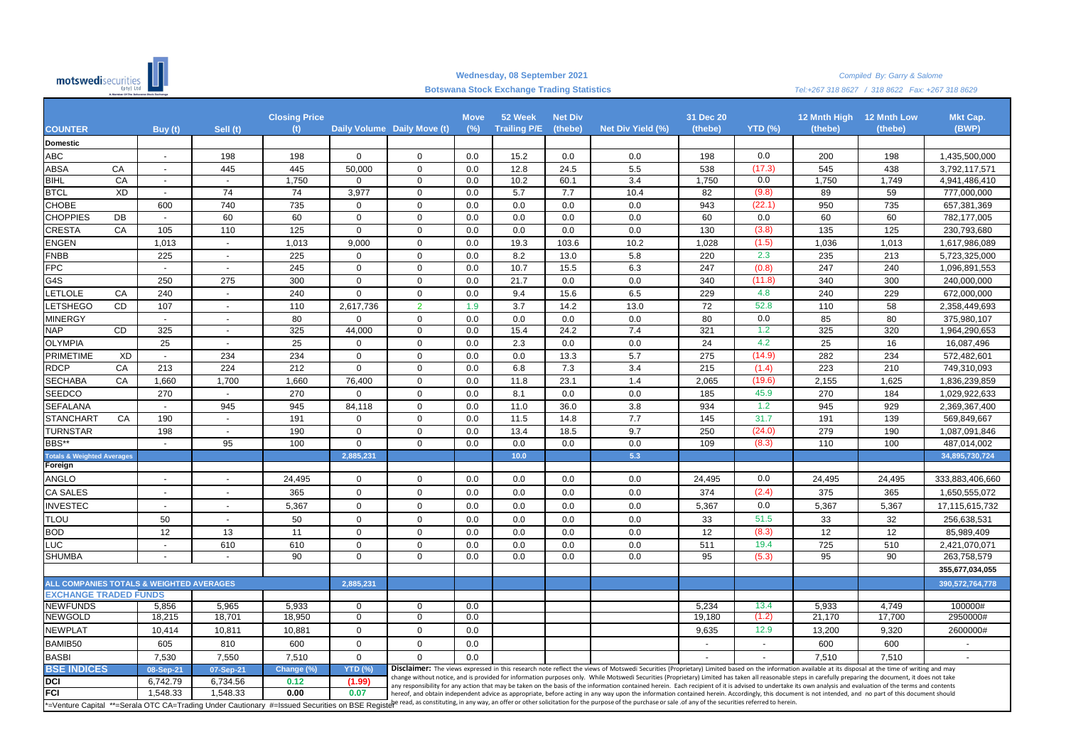motswedisecurities (pty) Ltd
A Member Of The Botswana Stock Exchange

**Wednesday, 08 September 2021**

**Botswana Stock Exchange Trading Statistics**

*Compiled By: Garry & Salome*

*Tel:+267 318 8627 / 318 8622 Fax: +267 318 8629*

| COUNTER | | Buy (t) | Sell (t) | Closing Price (t) | Daily Volume | Daily Move (t) | Move (%) | 52 Week Trailing P/E | Net Div (thebe) | Net Div Yield (%) | 31 Dec 20 (thebe) | YTD (%) | 12 Mnth High (thebe) | 12 Mnth Low (thebe) | Mkt Cap. (BWP) |
|---|---|---|---|---|---|---|---|---|---|---|---|---|---|---|---|
| **Domestic** | | | | | | | | | | | | | | | |
| ABC | | - | 198 | 198 | 0 | 0 | 0.0 | 15.2 | 0.0 | 0.0 | 198 | 0.0 | 200 | 198 | 1,435,500,000 |
| ABSA | CA | - | 445 | 445 | 50,000 | 0 | 0.0 | 12.8 | 24.5 | 5.5 | 538 | (17.3) | 545 | 438 | 3,792,117,571 |
| BIHL | CA | - | - | 1,750 | 0 | 0 | 0.0 | 10.2 | 60.1 | 3.4 | 1,750 | 0.0 | 1,750 | 1,749 | 4,941,486,410 |
| BTCL | XD | - | 74 | 74 | 3,977 | 0 | 0.0 | 5.7 | 7.7 | 10.4 | 82 | (9.8) | 89 | 59 | 777,000,000 |
| CHOBE | | 600 | 740 | 735 | 0 | 0 | 0.0 | 0.0 | 0.0 | 0.0 | 943 | (22.1) | 950 | 735 | 657,381,369 |
| CHOPPIES | DB | - | 60 | 60 | 0 | 0 | 0.0 | 0.0 | 0.0 | 0.0 | 60 | 0.0 | 60 | 60 | 782,177,005 |
| CRESTA | CA | 105 | 110 | 125 | 0 | 0 | 0.0 | 0.0 | 0.0 | 0.0 | 130 | (3.8) | 135 | 125 | 230,793,680 |
| ENGEN | | 1,013 | - | 1,013 | 9,000 | 0 | 0.0 | 19.3 | 103.6 | 10.2 | 1,028 | (1.5) | 1,036 | 1,013 | 1,617,986,089 |
| FNBB | | 225 | - | 225 | 0 | 0 | 0.0 | 8.2 | 13.0 | 5.8 | 220 | 2.3 | 235 | 213 | 5,723,325,000 |
| FPC | | - | - | 245 | 0 | 0 | 0.0 | 10.7 | 15.5 | 6.3 | 247 | (0.8) | 247 | 240 | 1,096,891,553 |
| G4S | | 250 | 275 | 300 | 0 | 0 | 0.0 | 21.7 | 0.0 | 0.0 | 340 | (11.8) | 340 | 300 | 240,000,000 |
| LETLOLE | CA | 240 | - | 240 | 0 | 0 | 0.0 | 9.4 | 15.6 | 6.5 | 229 | 4.8 | 240 | 229 | 672,000,000 |
| LETSHEGO | CD | 107 | - | 110 | 2,617,736 | 2 | 1.9 | 3.7 | 14.2 | 13.0 | 72 | 52.8 | 110 | 58 | 2,358,449,693 |
| MINERGY | | - | - | 80 | 0 | 0 | 0.0 | 0.0 | 0.0 | 0.0 | 80 | 0.0 | 85 | 80 | 375,980,107 |
| NAP | CD | 325 | - | 325 | 44,000 | 0 | 0.0 | 15.4 | 24.2 | 7.4 | 321 | 1.2 | 325 | 320 | 1,964,290,653 |
| OLYMPIA | | 25 | - | 25 | 0 | 0 | 0.0 | 2.3 | 0.0 | 0.0 | 24 | 4.2 | 25 | 16 | 16,087,496 |
| PRIMETIME | XD | - | 234 | 234 | 0 | 0 | 0.0 | 0.0 | 13.3 | 5.7 | 275 | (14.9) | 282 | 234 | 572,482,601 |
| RDCP | CA | 213 | 224 | 212 | 0 | 0 | 0.0 | 6.8 | 7.3 | 3.4 | 215 | (1.4) | 223 | 210 | 749,310,093 |
| SECHABA | CA | 1,660 | 1,700 | 1,660 | 76,400 | 0 | 0.0 | 11.8 | 23.1 | 1.4 | 2,065 | (19.6) | 2,155 | 1,625 | 1,836,239,859 |
| SEEDCO | | 270 | - | 270 | 0 | 0 | 0.0 | 8.1 | 0.0 | 0.0 | 185 | 45.9 | 270 | 184 | 1,029,922,633 |
| SEFALANA | | - | 945 | 945 | 84,118 | 0 | 0.0 | 11.0 | 36.0 | 3.8 | 934 | 1.2 | 945 | 929 | 2,369,367,400 |
| STANCHART | CA | 190 | - | 191 | 0 | 0 | 0.0 | 11.5 | 14.8 | 7.7 | 145 | 31.7 | 191 | 139 | 569,849,667 |
| TURNSTAR | | 198 | - | 190 | 0 | 0 | 0.0 | 13.4 | 18.5 | 9.7 | 250 | (24.0) | 279 | 190 | 1,087,091,846 |
| BBS** | | - | 95 | 100 | 0 | 0 | 0.0 | 0.0 | 0.0 | 0.0 | 109 | (8.3) | 110 | 100 | 487,014,002 |
| **Totals & Weighted Averages** | | | | | 2,885,231 | | | 10.0 | | 5.3 | | | | | 34,895,730,724 |
| **Foreign** | | | | | | | | | | | | | | | |
| ANGLO | | - | - | 24,495 | 0 | 0 | 0.0 | 0.0 | 0.0 | 0.0 | 24,495 | 0.0 | 24,495 | 24,495 | 333,883,406,660 |
| CA SALES | | - | - | 365 | 0 | 0 | 0.0 | 0.0 | 0.0 | 0.0 | 374 | (2.4) | 375 | 365 | 1,650,555,072 |
| INVESTEC | | - | - | 5,367 | 0 | 0 | 0.0 | 0.0 | 0.0 | 0.0 | 5,367 | 0.0 | 5,367 | 5,367 | 17,115,615,732 |
| TLOU | | 50 | - | 50 | 0 | 0 | 0.0 | 0.0 | 0.0 | 0.0 | 33 | 51.5 | 33 | 32 | 256,638,531 |
| BOD | | 12 | 13 | 11 | 0 | 0 | 0.0 | 0.0 | 0.0 | 0.0 | 12 | (8.3) | 12 | 12 | 85,989,409 |
| LUC | | - | 610 | 610 | 0 | 0 | 0.0 | 0.0 | 0.0 | 0.0 | 511 | 19.4 | 725 | 510 | 2,421,070,071 |
| SHUMBA | | - | - | 90 | 0 | 0 | 0.0 | 0.0 | 0.0 | 0.0 | 95 | (5.3) | 95 | 90 | 263,758,579 |
| | | | | | | | | | | | | | | | 355,677,034,055 |
| **ALL COMPANIES TOTALS & WEIGHTED AVERAGES** | | | | | 2,885,231 | | | | | | | | | | 390,572,764,778 |
| **EXCHANGE TRADED FUNDS** | | | | | | | | | | | | | | | |
| NEWFUNDS | | 5,856 | 5,965 | 5,933 | 0 | 0 | 0.0 | | | | 5,234 | 13.4 | 5,933 | 4,749 | 100000# |
| NEWGOLD | | 18,215 | 18,701 | 18,950 | 0 | 0 | 0.0 | | | | 19,180 | (1.2) | 21,170 | 17,700 | 2950000# |
| NEWPLAT | | 10,414 | 10,811 | 10,881 | 0 | 0 | 0.0 | | | | 9,635 | 12.9 | 13,200 | 9,320 | 2600000# |
| BAMIB50 | | 605 | 810 | 600 | 0 | 0 | 0.0 | | | | - | - | 600 | 600 | - |
| BASBI | | 7,530 | 7,550 | 7,510 | 0 | 0 | 0.0 | | | | - | - | 7,510 | 7,510 | - |

| BSE INDICES | 08-Sep-21 | 07-Sep-21 | Change (%) | YTD (%) |
|---|---|---|---|---|
| DCI | 6,742.79 | 6,734.56 | 0.12 | (1.99) |
| FCI | 1,548.33 | 1,548.33 | 0.00 | 0.07 |

*=Venture Capital **=Serala OTC CA=Trading Under Cautionary #=Issued Securities on BSE Register

**Disclaimer:** The views expressed in this research note reflect the views of Motswedi Securities (Proprietary) Limited based on the information available at its disposal at the time of writing and may change without notice, and is provided for information purposes only. While Motswedi Securities (Proprietary) Limited has taken all reasonable steps in carefully preparing the document, it does not take any responsibility for any action that may be taken on the basis of the information contained herein. Each recipient of it is advised to undertake its own analysis and evaluation of the terms and contents hereof, and obtain independent advice as appropriate, before acting in any way upon the information contained herein. Accordingly, this document is not intended, and no part of this document should be read, as constituting, in any way, an offer or other solicitation for the purpose of the purchase or sale .of any of the securities referred to herein.